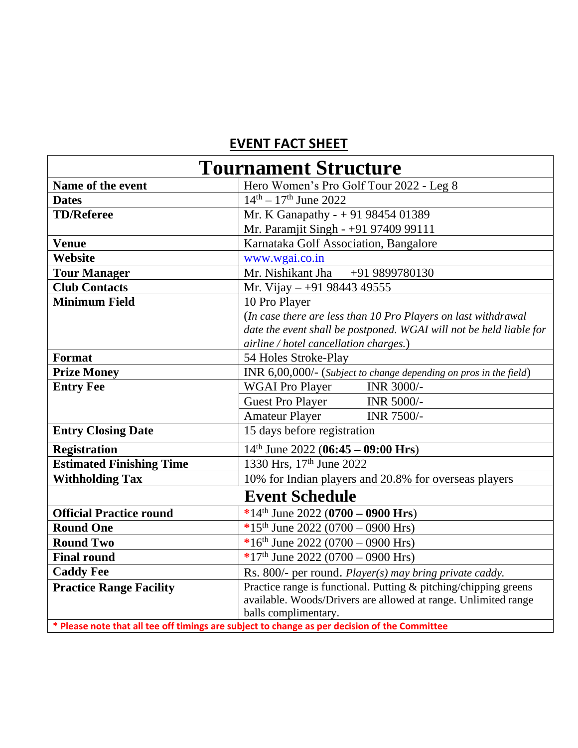## EVENT FACT SHEET

| Tournament Structure | | |
|---|---|---|
| **Name of the event** | Hero Women's Pro Golf Tour 2022 - Leg 8 | |
| **Dates** | 14th – 17th June 2022 | |
| **TD/Referee** | Mr. K Ganapathy - + 91 98454 01389<br>Mr. Paramjit Singh - +91 97409 99111 | |
| **Venue** | Karnataka Golf Association, Bangalore | |
| **Website** | www.wgai.co.in | |
| **Tour Manager** | Mr. Nishikant Jha +91 9899780130 | |
| **Club Contacts** | Mr. Vijay – +91 98443 49555 | |
| **Minimum Field** | 10 Pro Player<br>(*In case there are less than 10 Pro Players on last withdrawal date the event shall be postponed. WGAI will not be held liable for airline / hotel cancellation charges.*) | |
| **Format** | 54 Holes Stroke-Play | |
| **Prize Money** | INR 6,00,000/- (*Subject to change depending on pros in the field*) | |
| **Entry Fee** | WGAI Pro Player | INR 3000/- |
| | Guest Pro Player | INR 5000/- |
| | Amateur Player | INR 7500/- |
| **Entry Closing Date** | 15 days before registration | |
| **Registration** | 14th June 2022 (**06:45 – 09:00 Hrs**) | |
| **Estimated Finishing Time** | 1330 Hrs, 17th June 2022 | |
| **Withholding Tax** | 10% for Indian players and 20.8% for overseas players | |
| **Event Schedule** | | |
| **Official Practice round** | *14th June 2022 (**0700 – 0900 Hrs**) | |
| **Round One** | *15th June 2022 (0700 – 0900 Hrs) | |
| **Round Two** | *16th June 2022 (0700 – 0900 Hrs) | |
| **Final round** | *17th June 2022 (0700 – 0900 Hrs) | |
| **Caddy Fee** | Rs. 800/- per round. *Player(s) may bring private caddy.* | |
| **Practice Range Facility** | Practice range is functional. Putting & pitching/chipping greens available. Woods/Drivers are allowed at range. Unlimited range balls complimentary. | |

**\* Please note that all tee off timings are subject to change as per decision of the Committee**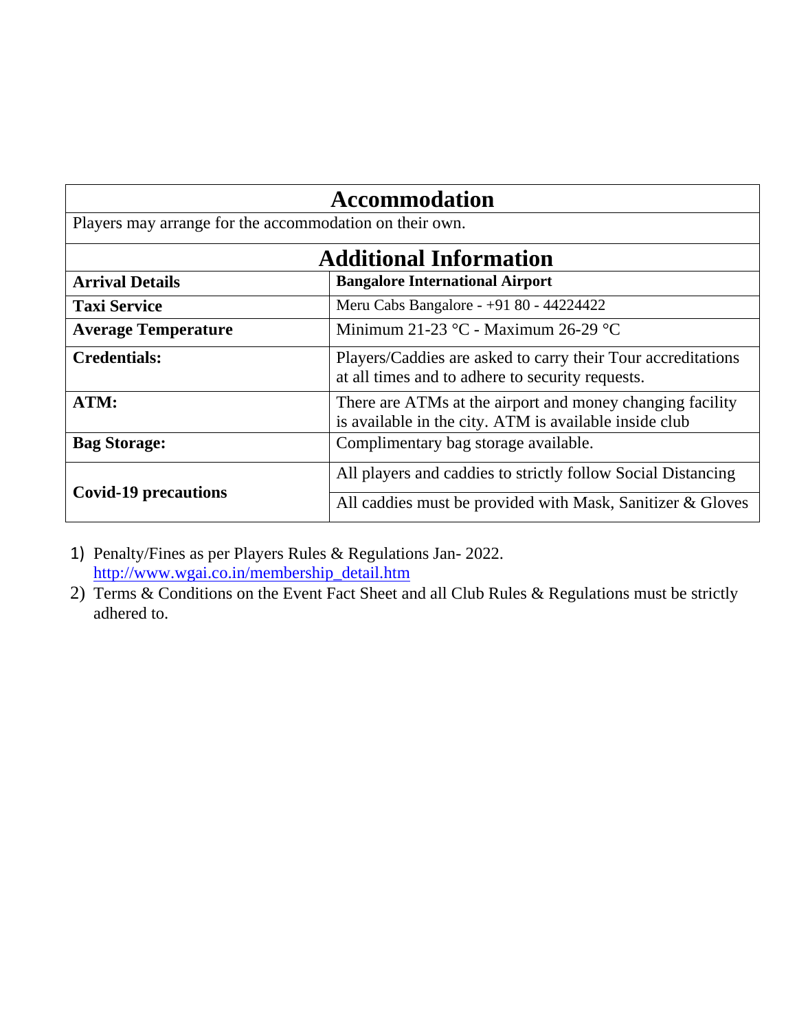## Accommodation

Players may arrange for the accommodation on their own.

## Additional Information

| | |
|---|---|
| **Arrival Details** | **Bangalore International Airport** |
| **Taxi Service** | Meru Cabs Bangalore - +91 80 - 44224422 |
| **Average Temperature** | Minimum 21-23 °C - Maximum 26-29 °C |
| **Credentials:** | Players/Caddies are asked to carry their Tour accreditations at all times and to adhere to security requests. |
| **ATM:** | There are ATMs at the airport and money changing facility is available in the city. ATM is available inside club |
| **Bag Storage:** | Complimentary bag storage available. |
| **Covid-19 precautions** | All players and caddies to strictly follow Social Distancing |
| | All caddies must be provided with Mask, Sanitizer & Gloves |

1) Penalty/Fines as per Players Rules & Regulations Jan- 2022. http://www.wgai.co.in/membership_detail.htm
2) Terms & Conditions on the Event Fact Sheet and all Club Rules & Regulations must be strictly adhered to.